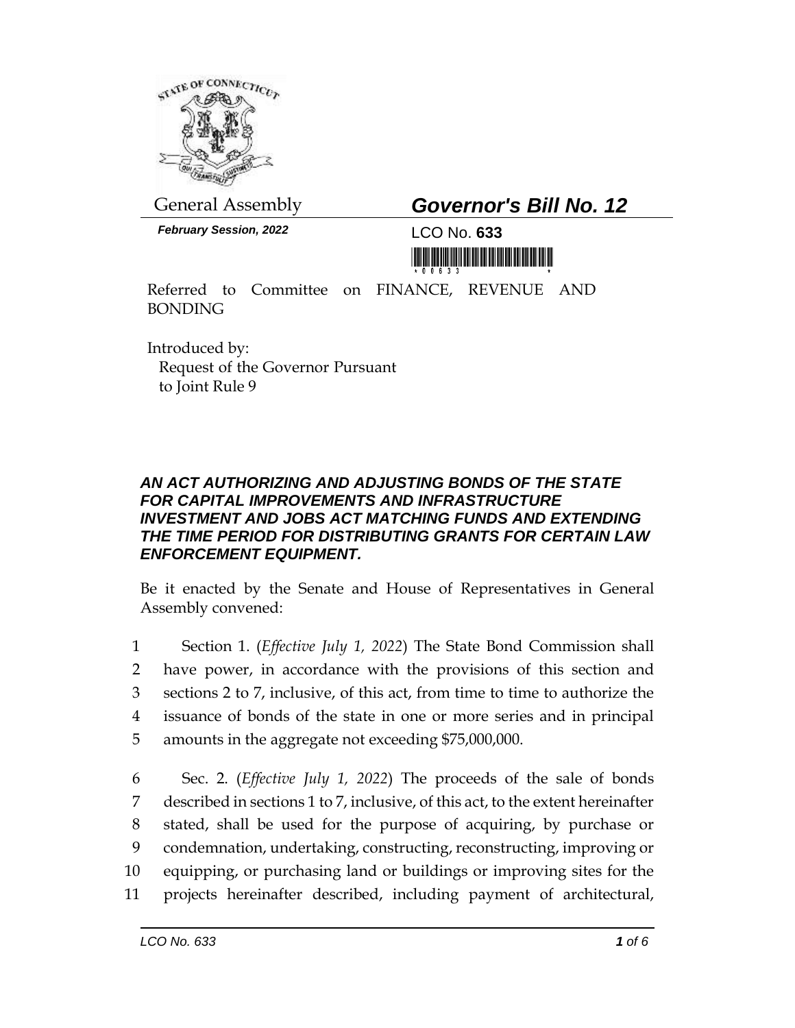General Assembly

# *Governor's Bill No. 12*

***February Session, 2022***

LCO No. **633**

Referred to Committee on FINANCE, REVENUE AND BONDING

Introduced by:
Request of the Governor Pursuant to Joint Rule 9

## *AN ACT AUTHORIZING AND ADJUSTING BONDS OF THE STATE FOR CAPITAL IMPROVEMENTS AND INFRASTRUCTURE INVESTMENT AND JOBS ACT MATCHING FUNDS AND EXTENDING THE TIME PERIOD FOR DISTRIBUTING GRANTS FOR CERTAIN LAW ENFORCEMENT EQUIPMENT.*

Be it enacted by the Senate and House of Representatives in General Assembly convened:

1 Section 1. (*Effective July 1, 2022*) The State Bond Commission shall
2 have power, in accordance with the provisions of this section and
3 sections 2 to 7, inclusive, of this act, from time to time to authorize the
4 issuance of bonds of the state in one or more series and in principal
5 amounts in the aggregate not exceeding $75,000,000.

6 Sec. 2. (*Effective July 1, 2022*) The proceeds of the sale of bonds
7 described in sections 1 to 7, inclusive, of this act, to the extent hereinafter
8 stated, shall be used for the purpose of acquiring, by purchase or
9 condemnation, undertaking, constructing, reconstructing, improving or
10 equipping, or purchasing land or buildings or improving sites for the
11 projects hereinafter described, including payment of architectural,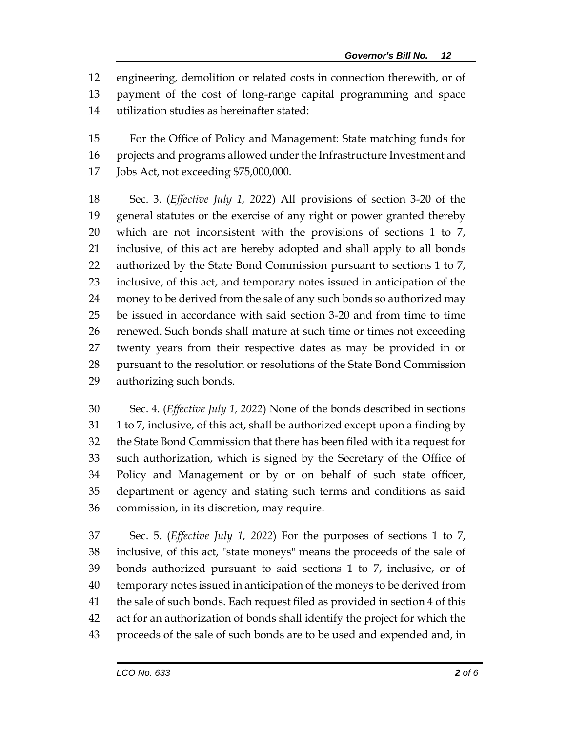engineering, demolition or related costs in connection therewith, or of payment of the cost of long-range capital programming and space utilization studies as hereinafter stated:

For the Office of Policy and Management: State matching funds for projects and programs allowed under the Infrastructure Investment and Jobs Act, not exceeding $75,000,000.

Sec. 3. (*Effective July 1, 2022*) All provisions of section 3-20 of the general statutes or the exercise of any right or power granted thereby which are not inconsistent with the provisions of sections 1 to 7, inclusive, of this act are hereby adopted and shall apply to all bonds authorized by the State Bond Commission pursuant to sections 1 to 7, inclusive, of this act, and temporary notes issued in anticipation of the money to be derived from the sale of any such bonds so authorized may be issued in accordance with said section 3-20 and from time to time renewed. Such bonds shall mature at such time or times not exceeding twenty years from their respective dates as may be provided in or pursuant to the resolution or resolutions of the State Bond Commission authorizing such bonds.

Sec. 4. (*Effective July 1, 2022*) None of the bonds described in sections 1 to 7, inclusive, of this act, shall be authorized except upon a finding by the State Bond Commission that there has been filed with it a request for such authorization, which is signed by the Secretary of the Office of Policy and Management or by or on behalf of such state officer, department or agency and stating such terms and conditions as said commission, in its discretion, may require.

Sec. 5. (*Effective July 1, 2022*) For the purposes of sections 1 to 7, inclusive, of this act, "state moneys" means the proceeds of the sale of bonds authorized pursuant to said sections 1 to 7, inclusive, or of temporary notes issued in anticipation of the moneys to be derived from the sale of such bonds. Each request filed as provided in section 4 of this act for an authorization of bonds shall identify the project for which the proceeds of the sale of such bonds are to be used and expended and, in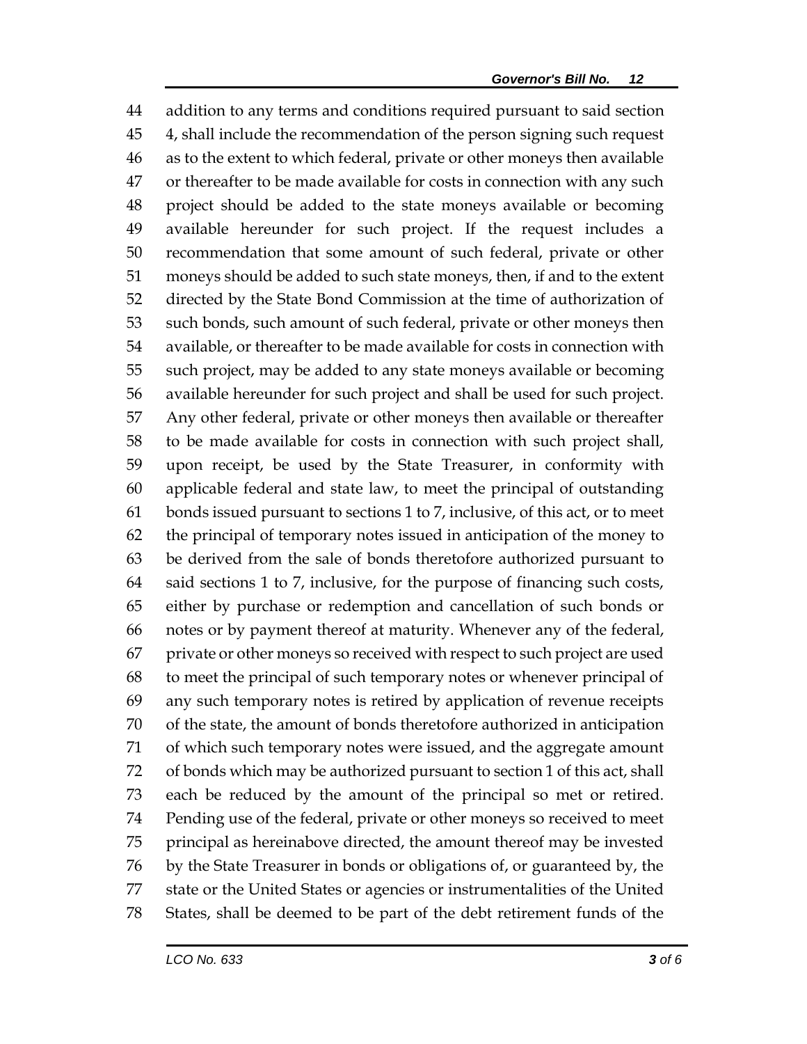addition to any terms and conditions required pursuant to said section 4, shall include the recommendation of the person signing such request as to the extent to which federal, private or other moneys then available or thereafter to be made available for costs in connection with any such project should be added to the state moneys available or becoming available hereunder for such project. If the request includes a recommendation that some amount of such federal, private or other moneys should be added to such state moneys, then, if and to the extent directed by the State Bond Commission at the time of authorization of such bonds, such amount of such federal, private or other moneys then available, or thereafter to be made available for costs in connection with such project, may be added to any state moneys available or becoming available hereunder for such project and shall be used for such project. Any other federal, private or other moneys then available or thereafter to be made available for costs in connection with such project shall, upon receipt, be used by the State Treasurer, in conformity with applicable federal and state law, to meet the principal of outstanding bonds issued pursuant to sections 1 to 7, inclusive, of this act, or to meet the principal of temporary notes issued in anticipation of the money to be derived from the sale of bonds theretofore authorized pursuant to said sections 1 to 7, inclusive, for the purpose of financing such costs, either by purchase or redemption and cancellation of such bonds or notes or by payment thereof at maturity. Whenever any of the federal, private or other moneys so received with respect to such project are used to meet the principal of such temporary notes or whenever principal of any such temporary notes is retired by application of revenue receipts of the state, the amount of bonds theretofore authorized in anticipation of which such temporary notes were issued, and the aggregate amount of bonds which may be authorized pursuant to section 1 of this act, shall each be reduced by the amount of the principal so met or retired. Pending use of the federal, private or other moneys so received to meet principal as hereinabove directed, the amount thereof may be invested by the State Treasurer in bonds or obligations of, or guaranteed by, the state or the United States or agencies or instrumentalities of the United States, shall be deemed to be part of the debt retirement funds of the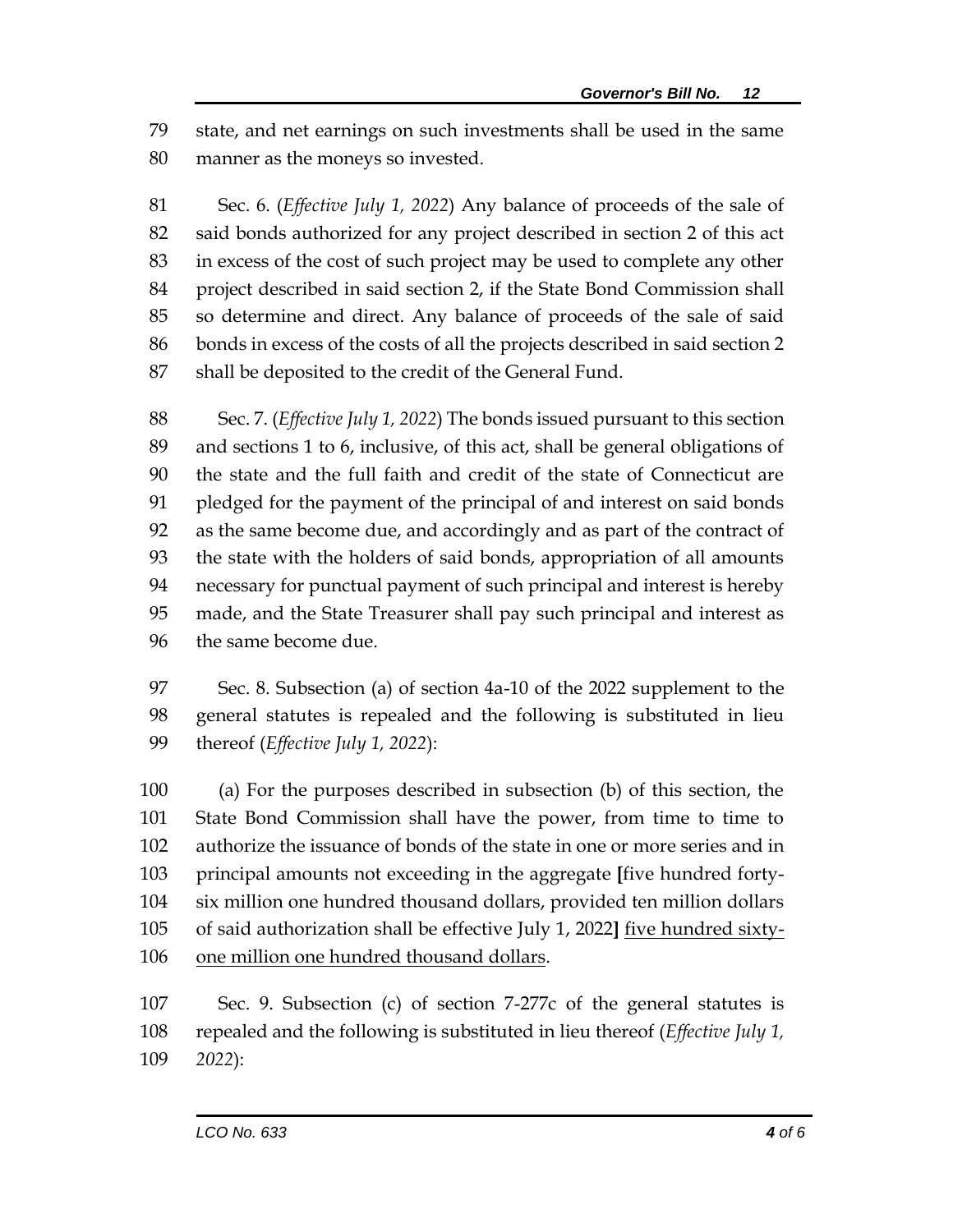state, and net earnings on such investments shall be used in the same manner as the moneys so invested.

Sec. 6. (*Effective July 1, 2022*) Any balance of proceeds of the sale of said bonds authorized for any project described in section 2 of this act in excess of the cost of such project may be used to complete any other project described in said section 2, if the State Bond Commission shall so determine and direct. Any balance of proceeds of the sale of said bonds in excess of the costs of all the projects described in said section 2 shall be deposited to the credit of the General Fund.

Sec. 7. (*Effective July 1, 2022*) The bonds issued pursuant to this section and sections 1 to 6, inclusive, of this act, shall be general obligations of the state and the full faith and credit of the state of Connecticut are pledged for the payment of the principal of and interest on said bonds as the same become due, and accordingly and as part of the contract of the state with the holders of said bonds, appropriation of all amounts necessary for punctual payment of such principal and interest is hereby made, and the State Treasurer shall pay such principal and interest as the same become due.

Sec. 8. Subsection (a) of section 4a-10 of the 2022 supplement to the general statutes is repealed and the following is substituted in lieu thereof (*Effective July 1, 2022*):

(a) For the purposes described in subsection (b) of this section, the State Bond Commission shall have the power, from time to time to authorize the issuance of bonds of the state in one or more series and in principal amounts not exceeding in the aggregate **[**five hundred forty-six million one hundred thousand dollars, provided ten million dollars of said authorization shall be effective July 1, 2022**]** <u>five hundred sixty-one million one hundred thousand dollars</u>.

Sec. 9. Subsection (c) of section 7-277c of the general statutes is repealed and the following is substituted in lieu thereof (*Effective July 1, 2022*):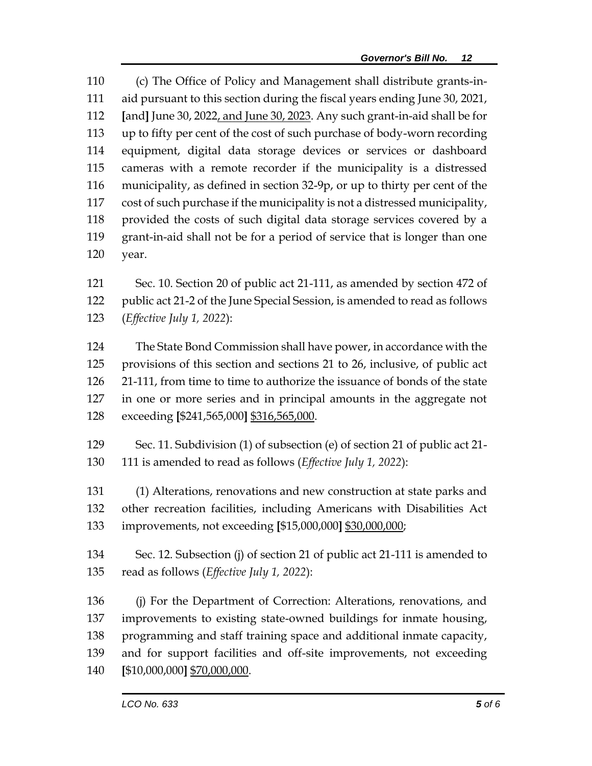(c) The Office of Policy and Management shall distribute grants-in-aid pursuant to this section during the fiscal years ending June 30, 2021, [and] June 30, 2022, and June 30, 2023. Any such grant-in-aid shall be for up to fifty per cent of the cost of such purchase of body-worn recording equipment, digital data storage devices or services or dashboard cameras with a remote recorder if the municipality is a distressed municipality, as defined in section 32-9p, or up to thirty per cent of the cost of such purchase if the municipality is not a distressed municipality, provided the costs of such digital data storage services covered by a grant-in-aid shall not be for a period of service that is longer than one year.

Sec. 10. Section 20 of public act 21-111, as amended by section 472 of public act 21-2 of the June Special Session, is amended to read as follows (*Effective July 1, 2022*):

The State Bond Commission shall have power, in accordance with the provisions of this section and sections 21 to 26, inclusive, of public act 21-111, from time to time to authorize the issuance of bonds of the state in one or more series and in principal amounts in the aggregate not exceeding **[**$241,565,000**]** $316,565,000.

Sec. 11. Subdivision (1) of subsection (e) of section 21 of public act 21-111 is amended to read as follows (*Effective July 1, 2022*):

(1) Alterations, renovations and new construction at state parks and other recreation facilities, including Americans with Disabilities Act improvements, not exceeding **[**$15,000,000**]** $30,000,000;

Sec. 12. Subsection (j) of section 21 of public act 21-111 is amended to read as follows (*Effective July 1, 2022*):

(j) For the Department of Correction: Alterations, renovations, and improvements to existing state-owned buildings for inmate housing, programming and staff training space and additional inmate capacity, and for support facilities and off-site improvements, not exceeding **[**$10,000,000**]** $70,000,000.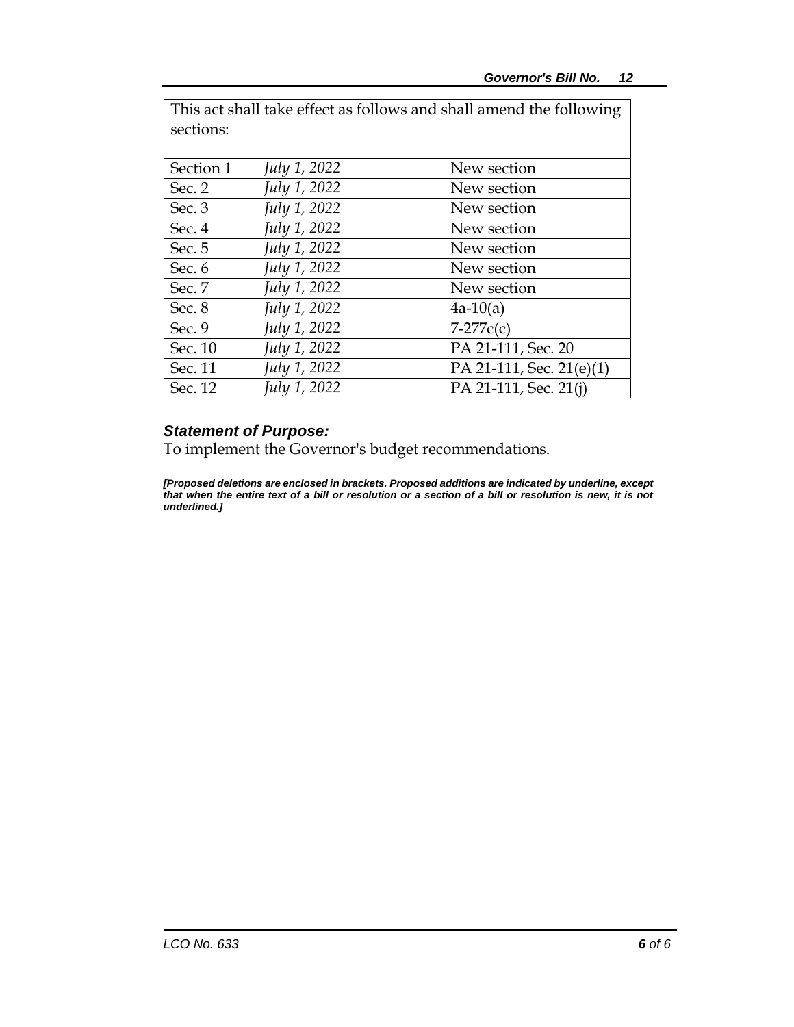This act shall take effect as follows and shall amend the following sections:

| | | |
|---|---|---|
| Section 1 | *July 1, 2022* | New section |
| Sec. 2 | *July 1, 2022* | New section |
| Sec. 3 | *July 1, 2022* | New section |
| Sec. 4 | *July 1, 2022* | New section |
| Sec. 5 | *July 1, 2022* | New section |
| Sec. 6 | *July 1, 2022* | New section |
| Sec. 7 | *July 1, 2022* | New section |
| Sec. 8 | *July 1, 2022* | 4a-10(a) |
| Sec. 9 | *July 1, 2022* | 7-277c(c) |
| Sec. 10 | *July 1, 2022* | PA 21-111, Sec. 20 |
| Sec. 11 | *July 1, 2022* | PA 21-111, Sec. 21(e)(1) |
| Sec. 12 | *July 1, 2022* | PA 21-111, Sec. 21(j) |

### *Statement of Purpose:*

To implement the Governor's budget recommendations.

***[Proposed deletions are enclosed in brackets. Proposed additions are indicated by underline, except that when the entire text of a bill or resolution or a section of a bill or resolution is new, it is not underlined.]***